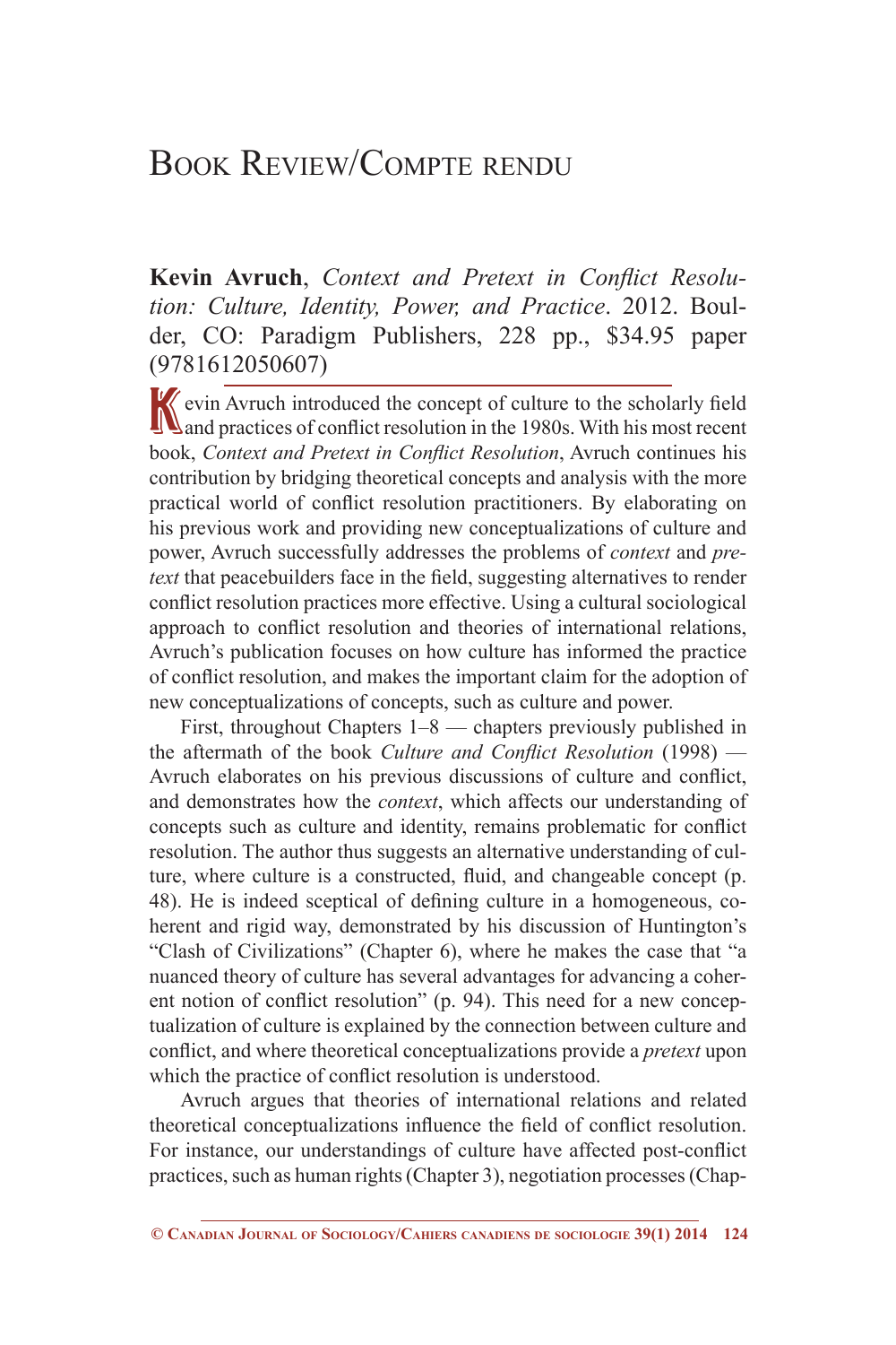# Book Review/Compte rendu

**Kevin Avruch**, *Context and Pretext in Conflict Resolution: Culture, Identity, Power, and Practice*. 2012. Boulder, CO: Paradigm Publishers, 228 pp., $34.95 paper (9781612050607)

Kevin Avruch introduced the concept of culture to the scholarly field and practices of conflict resolution in the 1980s. With his most recent book, *Context and Pretext in Conflict Resolution*, Avruch continues his contribution by bridging theoretical concepts and analysis with the more practical world of conflict resolution practitioners. By elaborating on his previous work and providing new conceptualizations of culture and power, Avruch successfully addresses the problems of *context* and *pretext* that peacebuilders face in the field, suggesting alternatives to render conflict resolution practices more effective. Using a cultural sociological approach to conflict resolution and theories of international relations, Avruch's publication focuses on how culture has informed the practice of conflict resolution, and makes the important claim for the adoption of new conceptualizations of concepts, such as culture and power.

First, throughout Chapters 1–8 — chapters previously published in the aftermath of the book *Culture and Conflict Resolution* (1998) — Avruch elaborates on his previous discussions of culture and conflict, and demonstrates how the *context*, which affects our understanding of concepts such as culture and identity, remains problematic for conflict resolution. The author thus suggests an alternative understanding of culture, where culture is a constructed, fluid, and changeable concept (p. 48). He is indeed sceptical of defining culture in a homogeneous, coherent and rigid way, demonstrated by his discussion of Huntington's "Clash of Civilizations" (Chapter 6), where he makes the case that "a nuanced theory of culture has several advantages for advancing a coherent notion of conflict resolution" (p. 94). This need for a new conceptualization of culture is explained by the connection between culture and conflict, and where theoretical conceptualizations provide a *pretext* upon which the practice of conflict resolution is understood.

Avruch argues that theories of international relations and related theoretical conceptualizations influence the field of conflict resolution. For instance, our understandings of culture have affected post-conflict practices, such as human rights (Chapter 3), negotiation processes (Chap-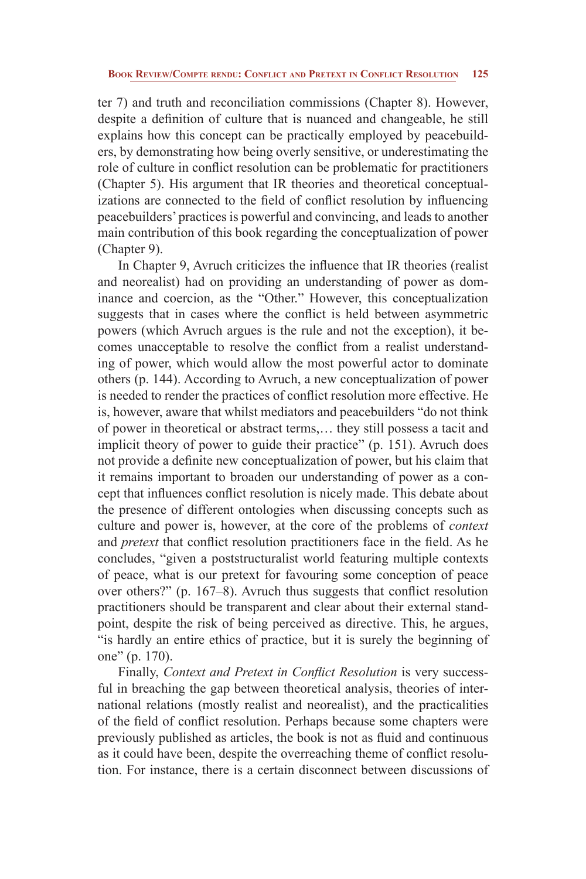ter 7) and truth and reconciliation commissions (Chapter 8). However, despite a definition of culture that is nuanced and changeable, he still explains how this concept can be practically employed by peacebuilders, by demonstrating how being overly sensitive, or underestimating the role of culture in conflict resolution can be problematic for practitioners (Chapter 5). His argument that IR theories and theoretical conceptualizations are connected to the field of conflict resolution by influencing peacebuilders' practices is powerful and convincing, and leads to another main contribution of this book regarding the conceptualization of power (Chapter 9).

In Chapter 9, Avruch criticizes the influence that IR theories (realist and neorealist) had on providing an understanding of power as dominance and coercion, as the "Other." However, this conceptualization suggests that in cases where the conflict is held between asymmetric powers (which Avruch argues is the rule and not the exception), it becomes unacceptable to resolve the conflict from a realist understanding of power, which would allow the most powerful actor to dominate others (p. 144). According to Avruch, a new conceptualization of power is needed to render the practices of conflict resolution more effective. He is, however, aware that whilst mediators and peacebuilders "do not think of power in theoretical or abstract terms,… they still possess a tacit and implicit theory of power to guide their practice" (p. 151). Avruch does not provide a definite new conceptualization of power, but his claim that it remains important to broaden our understanding of power as a concept that influences conflict resolution is nicely made. This debate about the presence of different ontologies when discussing concepts such as culture and power is, however, at the core of the problems of *context* and *pretext* that conflict resolution practitioners face in the field. As he concludes, "given a poststructuralist world featuring multiple contexts of peace, what is our pretext for favouring some conception of peace over others?" (p. 167–8). Avruch thus suggests that conflict resolution practitioners should be transparent and clear about their external standpoint, despite the risk of being perceived as directive. This, he argues, "is hardly an entire ethics of practice, but it is surely the beginning of one" (p. 170).

Finally, *Context and Pretext in Conflict Resolution* is very successful in breaching the gap between theoretical analysis, theories of international relations (mostly realist and neorealist), and the practicalities of the field of conflict resolution. Perhaps because some chapters were previously published as articles, the book is not as fluid and continuous as it could have been, despite the overreaching theme of conflict resolution. For instance, there is a certain disconnect between discussions of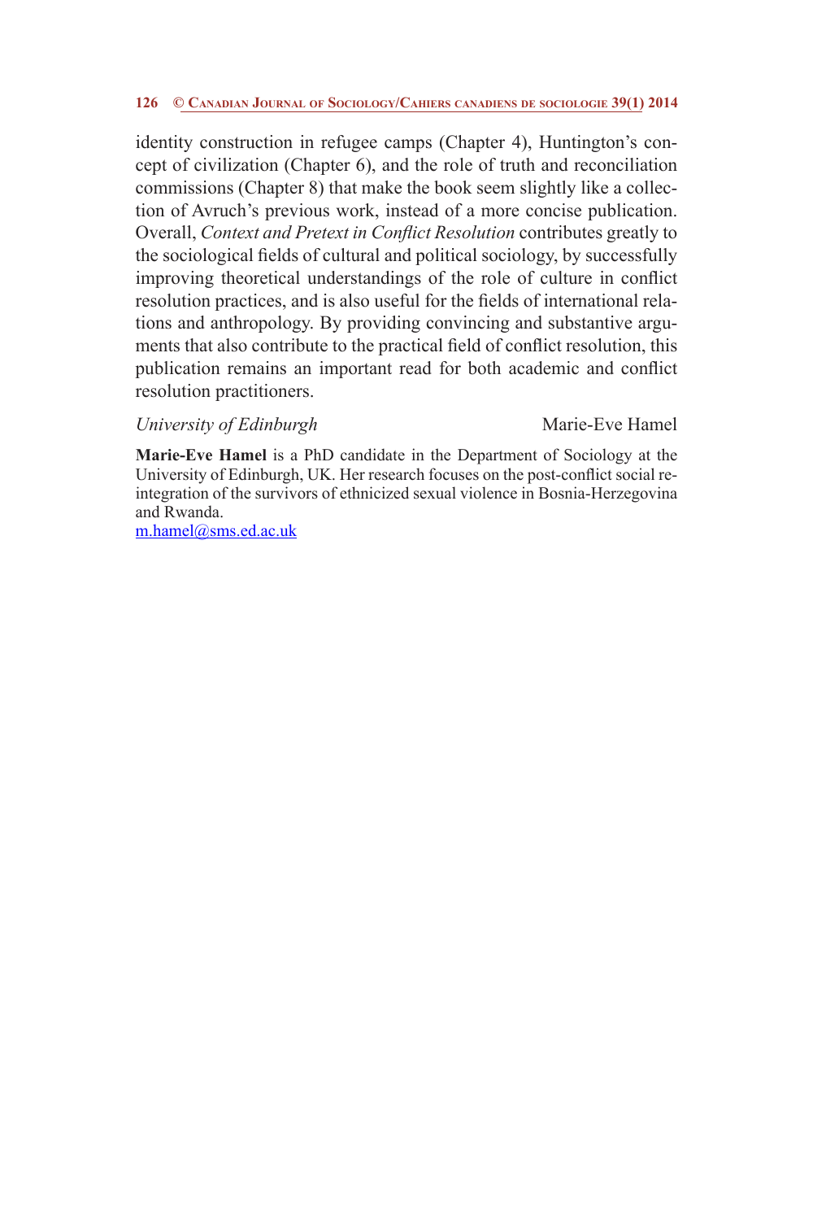identity construction in refugee camps (Chapter 4), Huntington's concept of civilization (Chapter 6), and the role of truth and reconciliation commissions (Chapter 8) that make the book seem slightly like a collection of Avruch's previous work, instead of a more concise publication. Overall, *Context and Pretext in Conflict Resolution* contributes greatly to the sociological fields of cultural and political sociology, by successfully improving theoretical understandings of the role of culture in conflict resolution practices, and is also useful for the fields of international relations and anthropology. By providing convincing and substantive arguments that also contribute to the practical field of conflict resolution, this publication remains an important read for both academic and conflict resolution practitioners.

*University of Edinburgh* Marie-Eve Hamel

**Marie-Eve Hamel** is a PhD candidate in the Department of Sociology at the University of Edinburgh, UK. Her research focuses on the post-conflict social reintegration of the survivors of ethnicized sexual violence in Bosnia-Herzegovina and Rwanda.
m.hamel@sms.ed.ac.uk